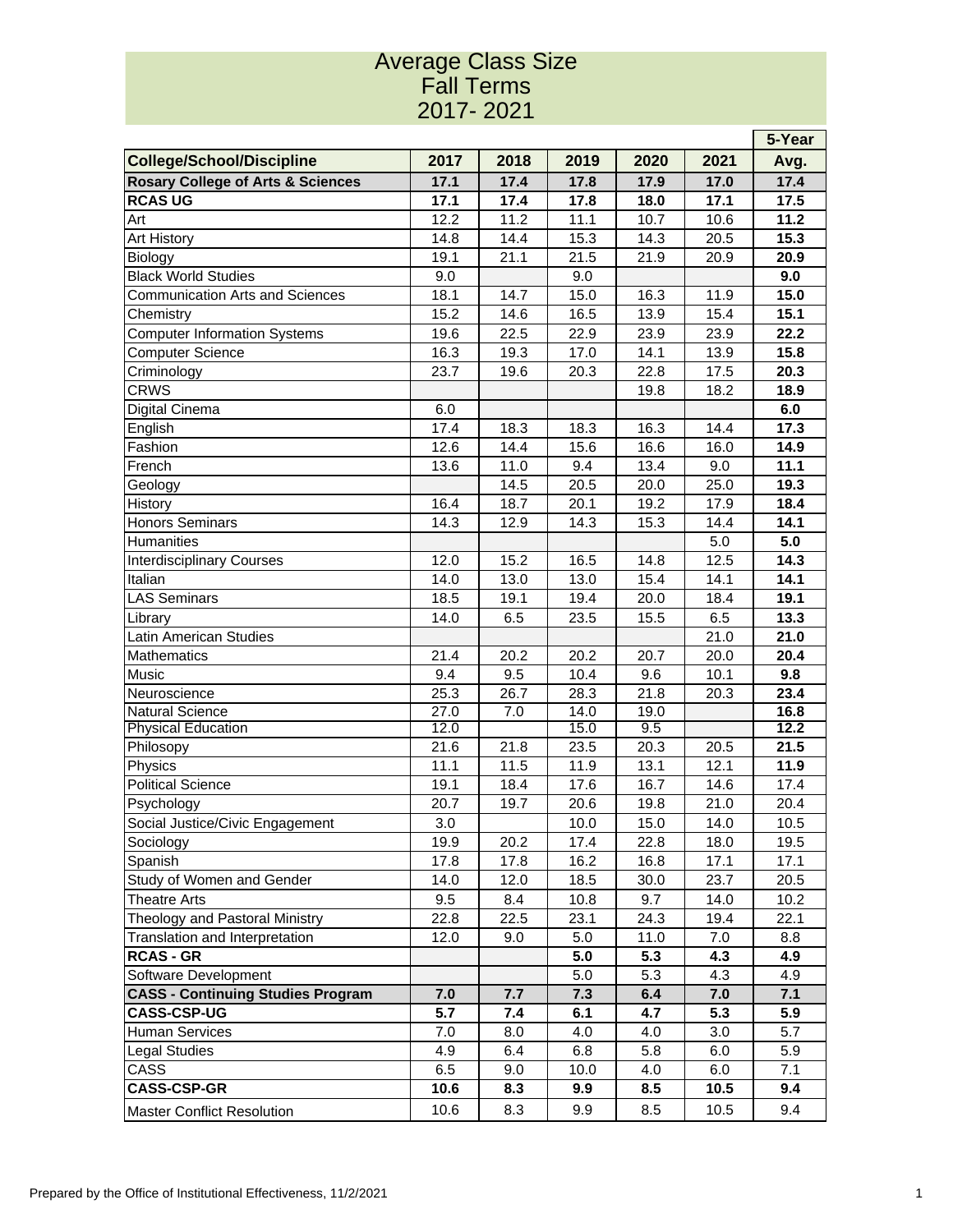# Average Class Size
## Fall Terms
## 2017- 2021

| College/School/Discipline | 2017 | 2018 | 2019 | 2020 | 2021 | 5-Year Avg. |
|---|---|---|---|---|---|---|
| **Rosary College of Arts & Sciences** | **17.1** | **17.4** | **17.8** | **17.9** | **17.0** | **17.4** |
| **RCAS UG** | **17.1** | **17.4** | **17.8** | **18.0** | **17.1** | **17.5** |
| Art | 12.2 | 11.2 | 11.1 | 10.7 | 10.6 | **11.2** |
| Art History | 14.8 | 14.4 | 15.3 | 14.3 | 20.5 | **15.3** |
| Biology | 19.1 | 21.1 | 21.5 | 21.9 | 20.9 | **20.9** |
| Black World Studies | 9.0 | | 9.0 | | | **9.0** |
| Communication Arts and Sciences | 18.1 | 14.7 | 15.0 | 16.3 | 11.9 | **15.0** |
| Chemistry | 15.2 | 14.6 | 16.5 | 13.9 | 15.4 | **15.1** |
| Computer Information Systems | 19.6 | 22.5 | 22.9 | 23.9 | 23.9 | **22.2** |
| Computer Science | 16.3 | 19.3 | 17.0 | 14.1 | 13.9 | **15.8** |
| Criminology | 23.7 | 19.6 | 20.3 | 22.8 | 17.5 | **20.3** |
| CRWS | | | | 19.8 | 18.2 | **18.9** |
| Digital Cinema | 6.0 | | | | | **6.0** |
| English | 17.4 | 18.3 | 18.3 | 16.3 | 14.4 | **17.3** |
| Fashion | 12.6 | 14.4 | 15.6 | 16.6 | 16.0 | **14.9** |
| French | 13.6 | 11.0 | 9.4 | 13.4 | 9.0 | **11.1** |
| Geology | | 14.5 | 20.5 | 20.0 | 25.0 | **19.3** |
| History | 16.4 | 18.7 | 20.1 | 19.2 | 17.9 | **18.4** |
| Honors Seminars | 14.3 | 12.9 | 14.3 | 15.3 | 14.4 | **14.1** |
| Humanities | | | | | 5.0 | **5.0** |
| Interdisciplinary Courses | 12.0 | 15.2 | 16.5 | 14.8 | 12.5 | **14.3** |
| Italian | 14.0 | 13.0 | 13.0 | 15.4 | 14.1 | **14.1** |
| LAS Seminars | 18.5 | 19.1 | 19.4 | 20.0 | 18.4 | **19.1** |
| Library | 14.0 | 6.5 | 23.5 | 15.5 | 6.5 | **13.3** |
| Latin American Studies | | | | | 21.0 | **21.0** |
| Mathematics | 21.4 | 20.2 | 20.2 | 20.7 | 20.0 | **20.4** |
| Music | 9.4 | 9.5 | 10.4 | 9.6 | 10.1 | **9.8** |
| Neuroscience | 25.3 | 26.7 | 28.3 | 21.8 | 20.3 | **23.4** |
| Natural Science | 27.0 | 7.0 | 14.0 | 19.0 | | **16.8** |
| Physical Education | 12.0 | | 15.0 | 9.5 | | **12.2** |
| Philosopy | 21.6 | 21.8 | 23.5 | 20.3 | 20.5 | **21.5** |
| Physics | 11.1 | 11.5 | 11.9 | 13.1 | 12.1 | **11.9** |
| Political Science | 19.1 | 18.4 | 17.6 | 16.7 | 14.6 | 17.4 |
| Psychology | 20.7 | 19.7 | 20.6 | 19.8 | 21.0 | 20.4 |
| Social Justice/Civic Engagement | 3.0 | | 10.0 | 15.0 | 14.0 | 10.5 |
| Sociology | 19.9 | 20.2 | 17.4 | 22.8 | 18.0 | 19.5 |
| Spanish | 17.8 | 17.8 | 16.2 | 16.8 | 17.1 | 17.1 |
| Study of Women and Gender | 14.0 | 12.0 | 18.5 | 30.0 | 23.7 | 20.5 |
| Theatre Arts | 9.5 | 8.4 | 10.8 | 9.7 | 14.0 | 10.2 |
| Theology and Pastoral Ministry | 22.8 | 22.5 | 23.1 | 24.3 | 19.4 | 22.1 |
| Translation and Interpretation | 12.0 | 9.0 | 5.0 | 11.0 | 7.0 | 8.8 |
| **RCAS - GR** | | | **5.0** | **5.3** | **4.3** | **4.9** |
| Software Development | | | 5.0 | 5.3 | 4.3 | 4.9 |
| **CASS - Continuing Studies Program** | **7.0** | **7.7** | **7.3** | **6.4** | **7.0** | **7.1** |
| **CASS-CSP-UG** | **5.7** | **7.4** | **6.1** | **4.7** | **5.3** | **5.9** |
| Human Services | 7.0 | 8.0 | 4.0 | 4.0 | 3.0 | 5.7 |
| Legal Studies | 4.9 | 6.4 | 6.8 | 5.8 | 6.0 | 5.9 |
| CASS | 6.5 | 9.0 | 10.0 | 4.0 | 6.0 | 7.1 |
| **CASS-CSP-GR** | **10.6** | **8.3** | **9.9** | **8.5** | **10.5** | **9.4** |
| Master Conflict Resolution | 10.6 | 8.3 | 9.9 | 8.5 | 10.5 | 9.4 |

Prepared by the Office of Institutional Effectiveness, 11/2/2021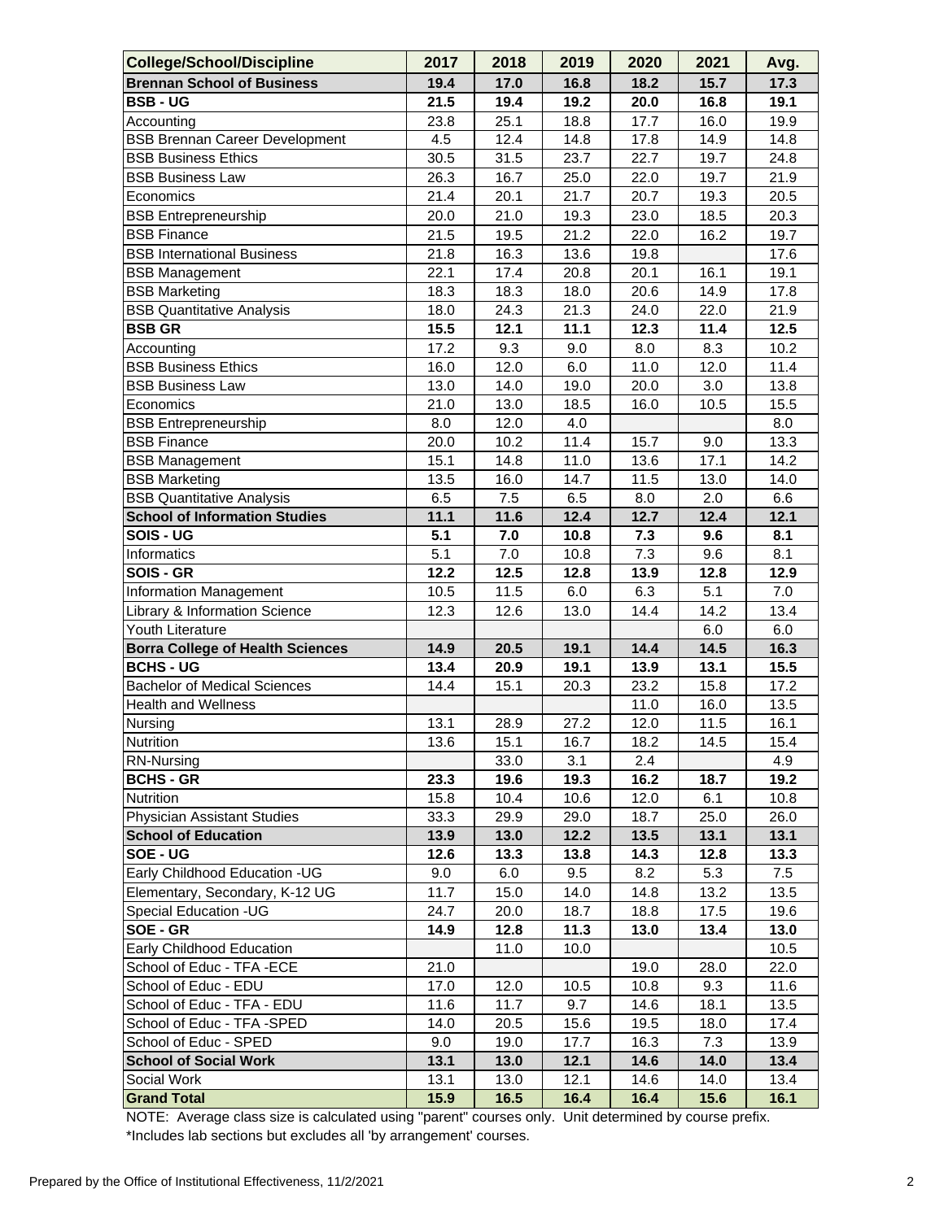| College/School/Discipline | 2017 | 2018 | 2019 | 2020 | 2021 | Avg. |
|---|---|---|---|---|---|---|
| **Brennan School of Business** | **19.4** | **17.0** | **16.8** | **18.2** | **15.7** | **17.3** |
| **BSB - UG** | **21.5** | **19.4** | **19.2** | **20.0** | **16.8** | **19.1** |
| Accounting | 23.8 | 25.1 | 18.8 | 17.7 | 16.0 | 19.9 |
| BSB Brennan Career Development | 4.5 | 12.4 | 14.8 | 17.8 | 14.9 | 14.8 |
| BSB Business Ethics | 30.5 | 31.5 | 23.7 | 22.7 | 19.7 | 24.8 |
| BSB Business Law | 26.3 | 16.7 | 25.0 | 22.0 | 19.7 | 21.9 |
| Economics | 21.4 | 20.1 | 21.7 | 20.7 | 19.3 | 20.5 |
| BSB Entrepreneurship | 20.0 | 21.0 | 19.3 | 23.0 | 18.5 | 20.3 |
| BSB Finance | 21.5 | 19.5 | 21.2 | 22.0 | 16.2 | 19.7 |
| BSB International Business | 21.8 | 16.3 | 13.6 | 19.8 | | 17.6 |
| BSB Management | 22.1 | 17.4 | 20.8 | 20.1 | 16.1 | 19.1 |
| BSB Marketing | 18.3 | 18.3 | 18.0 | 20.6 | 14.9 | 17.8 |
| BSB Quantitative Analysis | 18.0 | 24.3 | 21.3 | 24.0 | 22.0 | 21.9 |
| **BSB GR** | **15.5** | **12.1** | **11.1** | **12.3** | **11.4** | **12.5** |
| Accounting | 17.2 | 9.3 | 9.0 | 8.0 | 8.3 | 10.2 |
| BSB Business Ethics | 16.0 | 12.0 | 6.0 | 11.0 | 12.0 | 11.4 |
| BSB Business Law | 13.0 | 14.0 | 19.0 | 20.0 | 3.0 | 13.8 |
| Economics | 21.0 | 13.0 | 18.5 | 16.0 | 10.5 | 15.5 |
| BSB Entrepreneurship | 8.0 | 12.0 | 4.0 | | | 8.0 |
| BSB Finance | 20.0 | 10.2 | 11.4 | 15.7 | 9.0 | 13.3 |
| BSB Management | 15.1 | 14.8 | 11.0 | 13.6 | 17.1 | 14.2 |
| BSB Marketing | 13.5 | 16.0 | 14.7 | 11.5 | 13.0 | 14.0 |
| BSB Quantitative Analysis | 6.5 | 7.5 | 6.5 | 8.0 | 2.0 | 6.6 |
| **School of Information Studies** | **11.1** | **11.6** | **12.4** | **12.7** | **12.4** | **12.1** |
| **SOIS - UG** | **5.1** | **7.0** | **10.8** | **7.3** | **9.6** | **8.1** |
| Informatics | 5.1 | 7.0 | 10.8 | 7.3 | 9.6 | 8.1 |
| **SOIS - GR** | **12.2** | **12.5** | **12.8** | **13.9** | **12.8** | **12.9** |
| Information Management | 10.5 | 11.5 | 6.0 | 6.3 | 5.1 | 7.0 |
| Library & Information Science | 12.3 | 12.6 | 13.0 | 14.4 | 14.2 | 13.4 |
| Youth Literature | | | | | 6.0 | 6.0 |
| **Borra College of Health Sciences** | **14.9** | **20.5** | **19.1** | **14.4** | **14.5** | **16.3** |
| **BCHS - UG** | **13.4** | **20.9** | **19.1** | **13.9** | **13.1** | **15.5** |
| Bachelor of Medical Sciences | 14.4 | 15.1 | 20.3 | 23.2 | 15.8 | 17.2 |
| Health and Wellness | | | | 11.0 | 16.0 | 13.5 |
| Nursing | 13.1 | 28.9 | 27.2 | 12.0 | 11.5 | 16.1 |
| Nutrition | 13.6 | 15.1 | 16.7 | 18.2 | 14.5 | 15.4 |
| RN-Nursing | | 33.0 | 3.1 | 2.4 | | 4.9 |
| **BCHS - GR** | **23.3** | **19.6** | **19.3** | **16.2** | **18.7** | **19.2** |
| Nutrition | 15.8 | 10.4 | 10.6 | 12.0 | 6.1 | 10.8 |
| Physician Assistant Studies | 33.3 | 29.9 | 29.0 | 18.7 | 25.0 | 26.0 |
| **School of Education** | **13.9** | **13.0** | **12.2** | **13.5** | **13.1** | **13.1** |
| **SOE - UG** | **12.6** | **13.3** | **13.8** | **14.3** | **12.8** | **13.3** |
| Early Childhood Education -UG | 9.0 | 6.0 | 9.5 | 8.2 | 5.3 | 7.5 |
| Elementary, Secondary, K-12 UG | 11.7 | 15.0 | 14.0 | 14.8 | 13.2 | 13.5 |
| Special Education -UG | 24.7 | 20.0 | 18.7 | 18.8 | 17.5 | 19.6 |
| **SOE - GR** | **14.9** | **12.8** | **11.3** | **13.0** | **13.4** | **13.0** |
| Early Childhood Education | | 11.0 | 10.0 | | | 10.5 |
| School of Educ - TFA -ECE | 21.0 | | | 19.0 | 28.0 | 22.0 |
| School of Educ - EDU | 17.0 | 12.0 | 10.5 | 10.8 | 9.3 | 11.6 |
| School of Educ - TFA - EDU | 11.6 | 11.7 | 9.7 | 14.6 | 18.1 | 13.5 |
| School of Educ - TFA -SPED | 14.0 | 20.5 | 15.6 | 19.5 | 18.0 | 17.4 |
| School of Educ - SPED | 9.0 | 19.0 | 17.7 | 16.3 | 7.3 | 13.9 |
| **School of Social Work** | **13.1** | **13.0** | **12.1** | **14.6** | **14.0** | **13.4** |
| Social Work | 13.1 | 13.0 | 12.1 | 14.6 | 14.0 | 13.4 |
| **Grand Total** | **15.9** | **16.5** | **16.4** | **16.4** | **15.6** | **16.1** |

NOTE: Average class size is calculated using "parent" courses only. Unit determined by course prefix.

*Includes lab sections but excludes all 'by arrangement' courses.

Prepared by the Office of Institutional Effectiveness, 11/2/2021